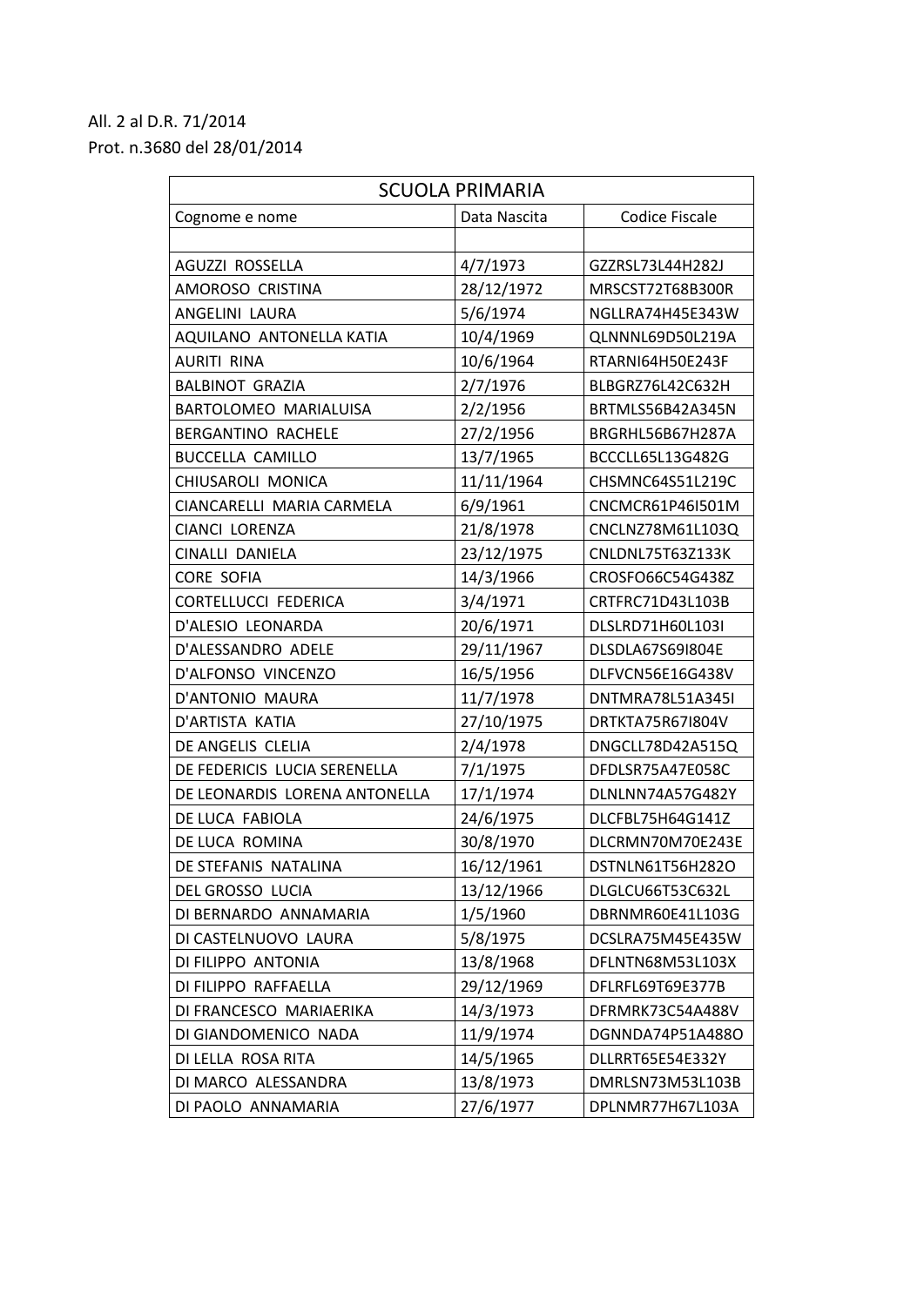All. 2 al D.R. 71/2014
Prot. n.3680 del 28/01/2014

| SCUOLA PRIMARIA | | |
|---|---|---|
| Cognome e nome | Data Nascita | Codice Fiscale |
| | | |
| AGUZZI ROSSELLA | 4/7/1973 | GZZRSL73L44H282J |
| AMOROSO CRISTINA | 28/12/1972 | MRSCST72T68B300R |
| ANGELINI LAURA | 5/6/1974 | NGLLRA74H45E343W |
| AQUILANO ANTONELLA KATIA | 10/4/1969 | QLNNNL69D50L219A |
| AURITI RINA | 10/6/1964 | RTARNI64H50E243F |
| BALBINOT GRAZIA | 2/7/1976 | BLBGRZ76L42C632H |
| BARTOLOMEO MARIALUISA | 2/2/1956 | BRTMLS56B42A345N |
| BERGANTINO RACHELE | 27/2/1956 | BRGRHL56B67H287A |
| BUCCELLA CAMILLO | 13/7/1965 | BCCCLL65L13G482G |
| CHIUSAROLI MONICA | 11/11/1964 | CHSMNC64S51L219C |
| CIANCARELLI MARIA CARMELA | 6/9/1961 | CNCMCR61P46I501M |
| CIANCI LORENZA | 21/8/1978 | CNCLNZ78M61L103Q |
| CINALLI DANIELA | 23/12/1975 | CNLDNL75T63Z133K |
| CORE SOFIA | 14/3/1966 | CROSFO66C54G438Z |
| CORTELLUCCI FEDERICA | 3/4/1971 | CRTFRC71D43L103B |
| D'ALESIO LEONARDA | 20/6/1971 | DLSLRD71H60L103I |
| D'ALESSANDRO ADELE | 29/11/1967 | DLSDLA67S69I804E |
| D'ALFONSO VINCENZO | 16/5/1956 | DLFVCN56E16G438V |
| D'ANTONIO MAURA | 11/7/1978 | DNTMRA78L51A345I |
| D'ARTISTA KATIA | 27/10/1975 | DRTKTA75R67I804V |
| DE ANGELIS CLELIA | 2/4/1978 | DNGCLL78D42A515Q |
| DE FEDERICIS LUCIA SERENELLA | 7/1/1975 | DFDLSR75A47E058C |
| DE LEONARDIS LORENA ANTONELLA | 17/1/1974 | DLNLNN74A57G482Y |
| DE LUCA FABIOLA | 24/6/1975 | DLCFBL75H64G141Z |
| DE LUCA ROMINA | 30/8/1970 | DLCRMN70M70E243E |
| DE STEFANIS NATALINA | 16/12/1961 | DSTNLN61T56H282O |
| DEL GROSSO LUCIA | 13/12/1966 | DLGLCU66T53C632L |
| DI BERNARDO ANNAMARIA | 1/5/1960 | DBRNMR60E41L103G |
| DI CASTELNUOVO LAURA | 5/8/1975 | DCSLRA75M45E435W |
| DI FILIPPO ANTONIA | 13/8/1968 | DFLNTN68M53L103X |
| DI FILIPPO RAFFAELLA | 29/12/1969 | DFLRFL69T69E377B |
| DI FRANCESCO MARIAERIKA | 14/3/1973 | DFRMRK73C54A488V |
| DI GIANDOMENICO NADA | 11/9/1974 | DGNNDA74P51A488O |
| DI LELLA ROSA RITA | 14/5/1965 | DLLRRT65E54E332Y |
| DI MARCO ALESSANDRA | 13/8/1973 | DMRLSN73M53L103B |
| DI PAOLO ANNAMARIA | 27/6/1977 | DPLNMR77H67L103A |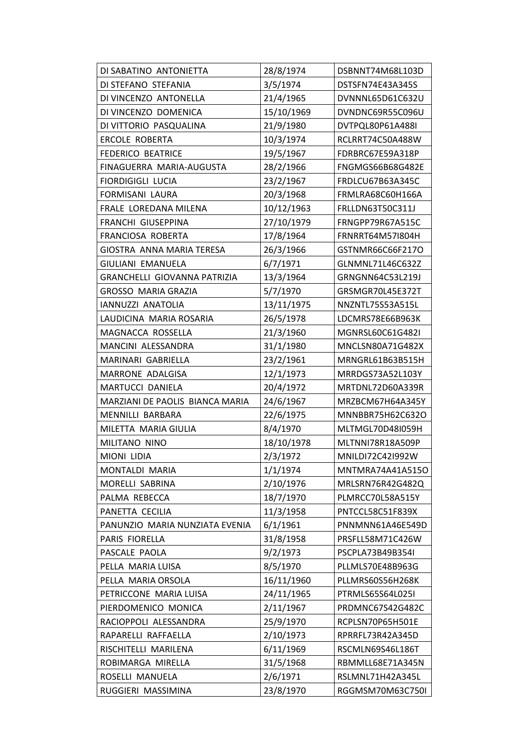| DI SABATINO ANTONIETTA | 28/8/1974 | DSBNNT74M68L103D |
|---|---|---|
| DI STEFANO STEFANIA | 3/5/1974 | DSTSFN74E43A345S |
| DI VINCENZO ANTONELLA | 21/4/1965 | DVNNNL65D61C632U |
| DI VINCENZO DOMENICA | 15/10/1969 | DVNDNC69R55C096U |
| DI VITTORIO PASQUALINA | 21/9/1980 | DVTPQL80P61A488I |
| ERCOLE ROBERTA | 10/3/1974 | RCLRRT74C50A488W |
| FEDERICO BEATRICE | 19/5/1967 | FDRBRC67E59A318P |
| FINAGUERRA MARIA-AUGUSTA | 28/2/1966 | FNGMGS66B68G482E |
| FIORDIGIGLI LUCIA | 23/2/1967 | FRDLCU67B63A345C |
| FORMISANI LAURA | 20/3/1968 | FRMLRA68C60H166A |
| FRALE LOREDANA MILENA | 10/12/1963 | FRLLDN63T50C311J |
| FRANCHI GIUSEPPINA | 27/10/1979 | FRNGPP79R67A515C |
| FRANCIOSA ROBERTA | 17/8/1964 | FRNRRT64M57I804H |
| GIOSTRA ANNA MARIA TERESA | 26/3/1966 | GSTNMR66C66F217O |
| GIULIANI EMANUELA | 6/7/1971 | GLNMNL71L46C632Z |
| GRANCHELLI GIOVANNA PATRIZIA | 13/3/1964 | GRNGNN64C53L219J |
| GROSSO MARIA GRAZIA | 5/7/1970 | GRSMGR70L45E372T |
| IANNUZZI ANATOLIA | 13/11/1975 | NNZNTL75S53A515L |
| LAUDICINA MARIA ROSARIA | 26/5/1978 | LDCMRS78E66B963K |
| MAGNACCA ROSSELLA | 21/3/1960 | MGNRSL60C61G482I |
| MANCINI ALESSANDRA | 31/1/1980 | MNCLSN80A71G482X |
| MARINARI GABRIELLA | 23/2/1961 | MRNGRL61B63B515H |
| MARRONE ADALGISA | 12/1/1973 | MRRDGS73A52L103Y |
| MARTUCCI DANIELA | 20/4/1972 | MRTDNL72D60A339R |
| MARZIANI DE PAOLIS BIANCA MARIA | 24/6/1967 | MRZBCM67H64A345Y |
| MENNILLI BARBARA | 22/6/1975 | MNNBBR75H62C632O |
| MILETTA MARIA GIULIA | 8/4/1970 | MLTMGL70D48I059H |
| MILITANO NINO | 18/10/1978 | MLTNNI78R18A509P |
| MIONI LIDIA | 2/3/1972 | MNILDI72C42I992W |
| MONTALDI MARIA | 1/1/1974 | MNTMRA74A41A515O |
| MORELLI SABRINA | 2/10/1976 | MRLSRN76R42G482Q |
| PALMA REBECCA | 18/7/1970 | PLMRCC70L58A515Y |
| PANETTA CECILIA | 11/3/1958 | PNTCCL58C51F839X |
| PANUNZIO MARIA NUNZIATA EVENIA | 6/1/1961 | PNNMNN61A46E549D |
| PARIS FIORELLA | 31/8/1958 | PRSFLL58M71C426W |
| PASCALE PAOLA | 9/2/1973 | PSCPLA73B49B354I |
| PELLA MARIA LUISA | 8/5/1970 | PLLMLS70E48B963G |
| PELLA MARIA ORSOLA | 16/11/1960 | PLLMRS60S56H268K |
| PETRICCONE MARIA LUISA | 24/11/1965 | PTRMLS65S64L025I |
| PIERDOMENICO MONICA | 2/11/1967 | PRDMNC67S42G482C |
| RACIOPPOLI ALESSANDRA | 25/9/1970 | RCPLSN70P65H501E |
| RAPARELLI RAFFAELLA | 2/10/1973 | RPRRFL73R42A345D |
| RISCHITELLI MARILENA | 6/11/1969 | RSCMLN69S46L186T |
| ROBIMARGA MIRELLA | 31/5/1968 | RBMMLL68E71A345N |
| ROSELLI MANUELA | 2/6/1971 | RSLMNL71H42A345L |
| RUGGIERI MASSIMINA | 23/8/1970 | RGGMSM70M63C750I |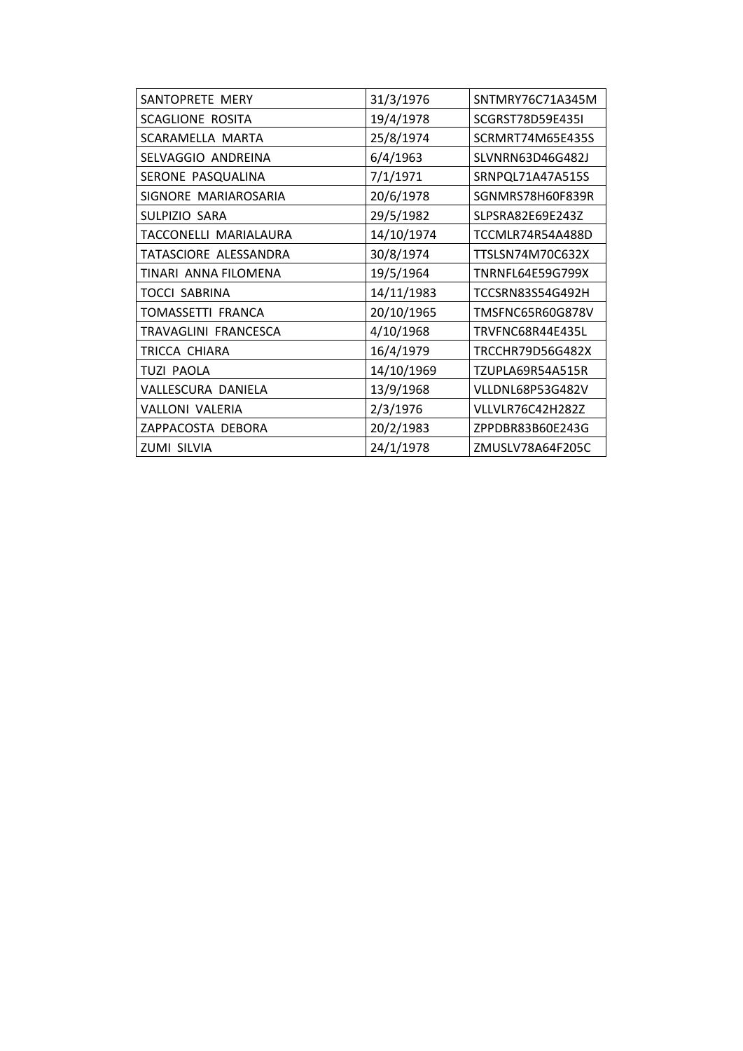| | | |
|---|---|---|
| SANTOPRETE MERY | 31/3/1976 | SNTMRY76C71A345M |
| SCAGLIONE ROSITA | 19/4/1978 | SCGRST78D59E435I |
| SCARAMELLA MARTA | 25/8/1974 | SCRMRT74M65E435S |
| SELVAGGIO ANDREINA | 6/4/1963 | SLVNRN63D46G482J |
| SERONE PASQUALINA | 7/1/1971 | SRNPQL71A47A515S |
| SIGNORE MARIAROSARIA | 20/6/1978 | SGNMRS78H60F839R |
| SULPIZIO SARA | 29/5/1982 | SLPSRA82E69E243Z |
| TACCONELLI MARIALAURA | 14/10/1974 | TCCMLR74R54A488D |
| TATASCIORE ALESSANDRA | 30/8/1974 | TTSLSN74M70C632X |
| TINARI ANNA FILOMENA | 19/5/1964 | TNRNFL64E59G799X |
| TOCCI SABRINA | 14/11/1983 | TCCSRN83S54G492H |
| TOMASSETTI FRANCA | 20/10/1965 | TMSFNC65R60G878V |
| TRAVAGLINI FRANCESCA | 4/10/1968 | TRVFNC68R44E435L |
| TRICCA CHIARA | 16/4/1979 | TRCCHR79D56G482X |
| TUZI PAOLA | 14/10/1969 | TZUPLA69R54A515R |
| VALLESCURA DANIELA | 13/9/1968 | VLLDNL68P53G482V |
| VALLONI VALERIA | 2/3/1976 | VLLVLR76C42H282Z |
| ZAPPACOSTA DEBORA | 20/2/1983 | ZPPDBR83B60E243G |
| ZUMI SILVIA | 24/1/1978 | ZMUSLV78A64F205C |